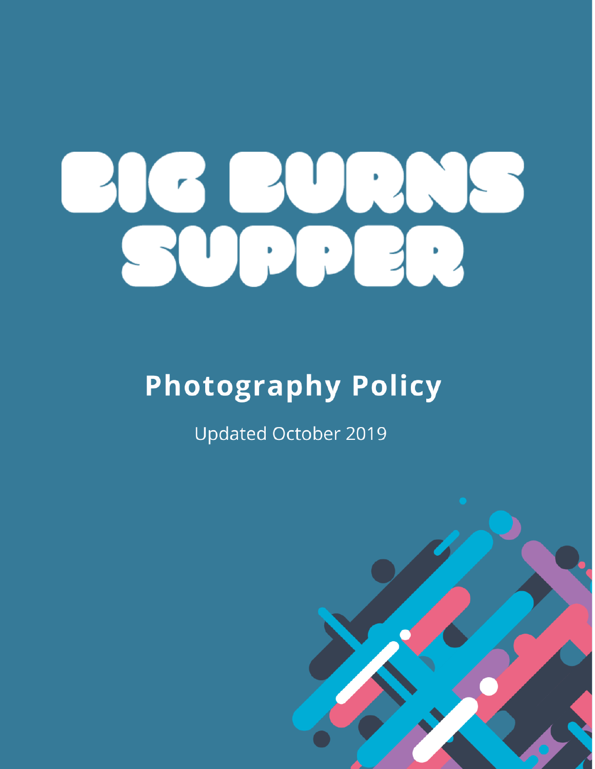# BIG BURNS SUPPER

## Photography Policy

Updated October 2019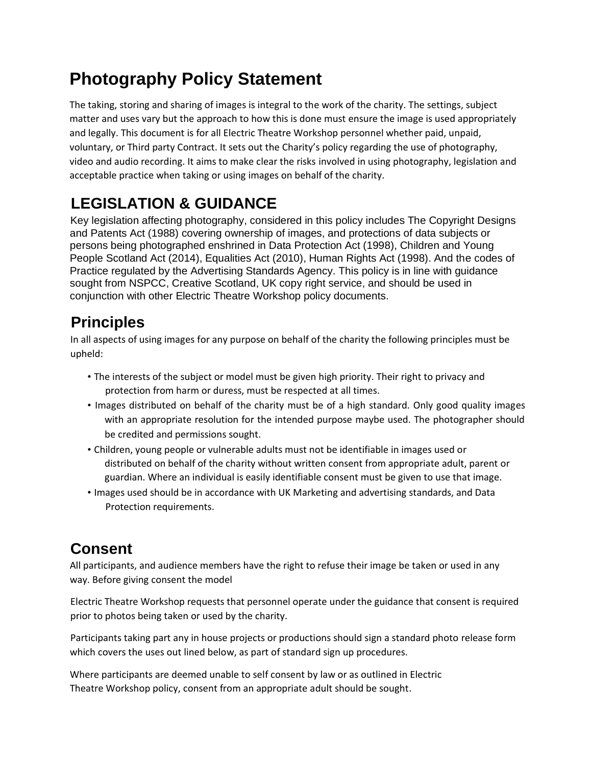# Photography Policy Statement

The taking, storing and sharing of images is integral to the work of the charity. The settings, subject matter and uses vary but the approach to how this is done must ensure the image is used appropriately and legally. This document is for all Electric Theatre Workshop personnel whether paid, unpaid, voluntary, or Third party Contract. It sets out the Charity's policy regarding the use of photography, video and audio recording. It aims to make clear the risks involved in using photography, legislation and acceptable practice when taking or using images on behalf of the charity.

## LEGISLATION & GUIDANCE

Key legislation affecting photography, considered in this policy includes The Copyright Designs and Patents Act (1988) covering ownership of images, and protections of data subjects or persons being photographed enshrined in Data Protection Act (1998), Children and Young People Scotland Act (2014), Equalities Act (2010), Human Rights Act (1998). And the codes of Practice regulated by the Advertising Standards Agency. This policy is in line with guidance sought from NSPCC, Creative Scotland, UK copy right service, and should be used in conjunction with other Electric Theatre Workshop policy documents.

## Principles

In all aspects of using images for any purpose on behalf of the charity the following principles must be upheld:

- The interests of the subject or model must be given high priority. Their right to privacy and protection from harm or duress, must be respected at all times.
- Images distributed on behalf of the charity must be of a high standard. Only good quality images with an appropriate resolution for the intended purpose maybe used. The photographer should be credited and permissions sought.
- Children, young people or vulnerable adults must not be identifiable in images used or distributed on behalf of the charity without written consent from appropriate adult, parent or guardian. Where an individual is easily identifiable consent must be given to use that image.
- Images used should be in accordance with UK Marketing and advertising standards, and Data Protection requirements.

## Consent

All participants, and audience members have the right to refuse their image be taken or used in any way. Before giving consent the model

Electric Theatre Workshop requests that personnel operate under the guidance that consent is required prior to photos being taken or used by the charity.

Participants taking part any in house projects or productions should sign a standard photo release form which covers the uses out lined below, as part of standard sign up procedures.

Where participants are deemed unable to self consent by law or as outlined in Electric Theatre Workshop policy, consent from an appropriate adult should be sought.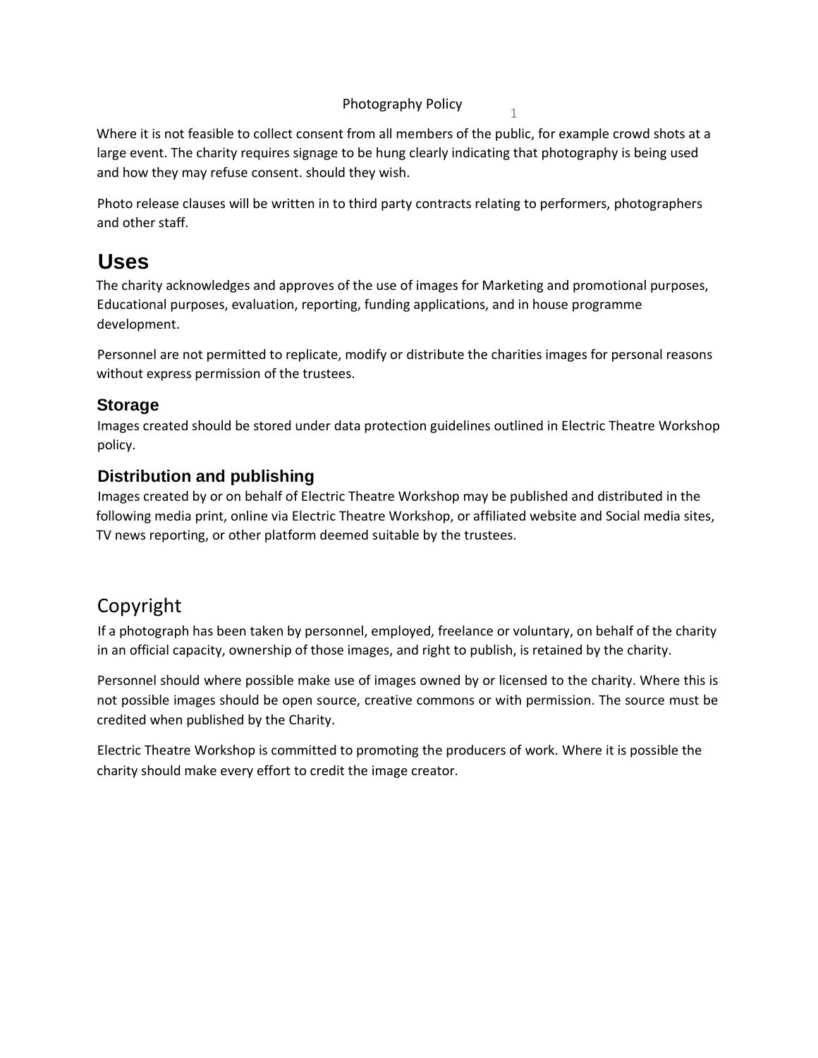Where it is not feasible to collect consent from all members of the public, for example crowd shots at a large event. The charity requires signage to be hung clearly indicating that photography is being used and how they may refuse consent. should they wish.

Photo release clauses will be written in to third party contracts relating to performers, photographers and other staff.

# Uses

The charity acknowledges and approves of the use of images for Marketing and promotional purposes, Educational purposes, evaluation, reporting, funding applications, and in house programme development.

Personnel are not permitted to replicate, modify or distribute the charities images for personal reasons without express permission of the trustees.

## Storage

Images created should be stored under data protection guidelines outlined in Electric Theatre Workshop policy.

## Distribution and publishing

Images created by or on behalf of Electric Theatre Workshop may be published and distributed in the following media print, online via Electric Theatre Workshop, or affiliated website and Social media sites, TV news reporting, or other platform deemed suitable by the trustees.

# Copyright

If a photograph has been taken by personnel, employed, freelance or voluntary, on behalf of the charity in an official capacity, ownership of those images, and right to publish, is retained by the charity.

Personnel should where possible make use of images owned by or licensed to the charity. Where this is not possible images should be open source, creative commons or with permission. The source must be credited when published by the Charity.

Electric Theatre Workshop is committed to promoting the producers of work. Where it is possible the charity should make every effort to credit the image creator.